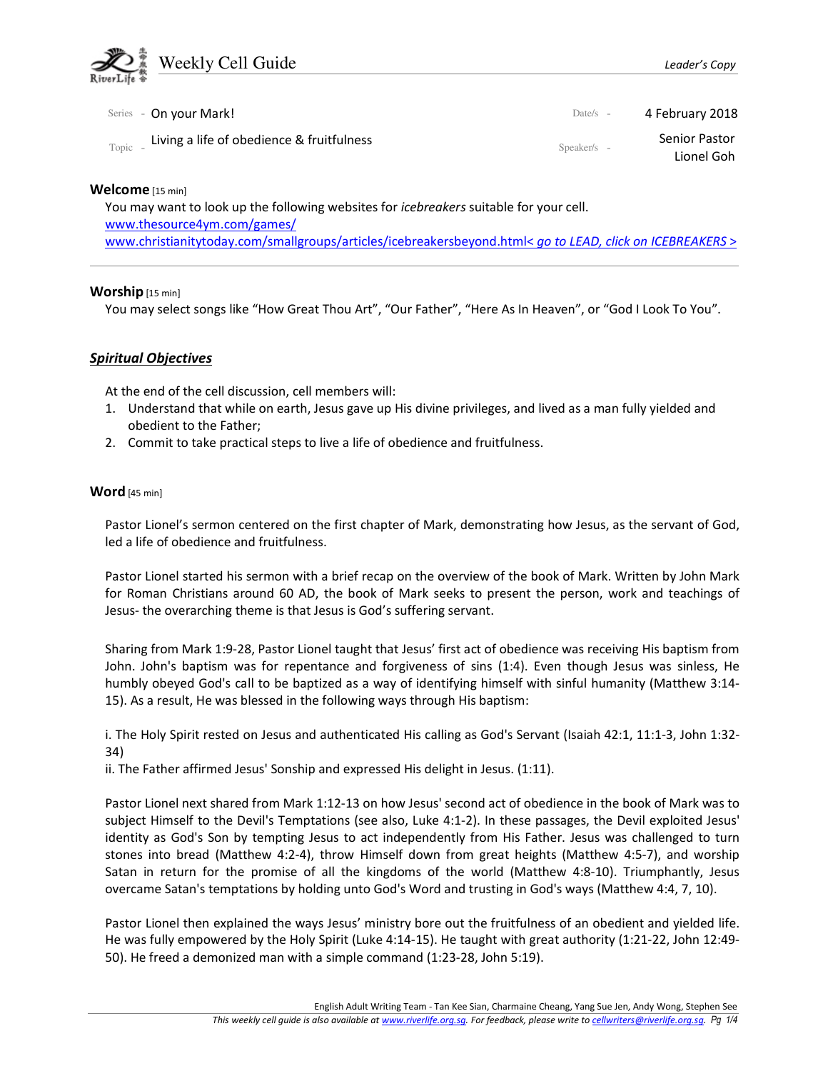# Weekly Cell Guide

*Leader's Copy*

Series - On your Mark!

Date/s - 4 February 2018

Topic - Living a life of obedience & fruitfulness

Speaker/s - Senior Pastor Lionel Goh

## Welcome [15 min]

You may want to look up the following websites for *icebreakers* suitable for your cell.
www.thesource4ym.com/games/
www.christianitytoday.com/smallgroups/articles/icebreakersbeyond.html< *go to LEAD, click on ICEBREAKERS* >

---

## Worship [15 min]

You may select songs like "How Great Thou Art", "Our Father", "Here As In Heaven", or "God I Look To You".

## ***Spiritual Objectives***

At the end of the cell discussion, cell members will:

1. Understand that while on earth, Jesus gave up His divine privileges, and lived as a man fully yielded and obedient to the Father;
2. Commit to take practical steps to live a life of obedience and fruitfulness.

## Word [45 min]

Pastor Lionel's sermon centered on the first chapter of Mark, demonstrating how Jesus, as the servant of God, led a life of obedience and fruitfulness.

Pastor Lionel started his sermon with a brief recap on the overview of the book of Mark. Written by John Mark for Roman Christians around 60 AD, the book of Mark seeks to present the person, work and teachings of Jesus- the overarching theme is that Jesus is God's suffering servant.

Sharing from Mark 1:9-28, Pastor Lionel taught that Jesus' first act of obedience was receiving His baptism from John. John's baptism was for repentance and forgiveness of sins (1:4). Even though Jesus was sinless, He humbly obeyed God's call to be baptized as a way of identifying himself with sinful humanity (Matthew 3:14-15). As a result, He was blessed in the following ways through His baptism:

i. The Holy Spirit rested on Jesus and authenticated His calling as God's Servant (Isaiah 42:1, 11:1-3, John 1:32-34)
ii. The Father affirmed Jesus' Sonship and expressed His delight in Jesus. (1:11).

Pastor Lionel next shared from Mark 1:12-13 on how Jesus' second act of obedience in the book of Mark was to subject Himself to the Devil's Temptations (see also, Luke 4:1-2). In these passages, the Devil exploited Jesus' identity as God's Son by tempting Jesus to act independently from His Father. Jesus was challenged to turn stones into bread (Matthew 4:2-4), throw Himself down from great heights (Matthew 4:5-7), and worship Satan in return for the promise of all the kingdoms of the world (Matthew 4:8-10). Triumphantly, Jesus overcame Satan's temptations by holding unto God's Word and trusting in God's ways (Matthew 4:4, 7, 10).

Pastor Lionel then explained the ways Jesus' ministry bore out the fruitfulness of an obedient and yielded life. He was fully empowered by the Holy Spirit (Luke 4:14-15). He taught with great authority (1:21-22, John 12:49-50). He freed a demonized man with a simple command (1:23-28, John 5:19).

English Adult Writing Team - Tan Kee Sian, Charmaine Cheang, Yang Sue Jen, Andy Wong, Stephen See
*This weekly cell guide is also available at www.riverlife.org.sg. For feedback, please write to cellwriters@riverlife.org.sg.*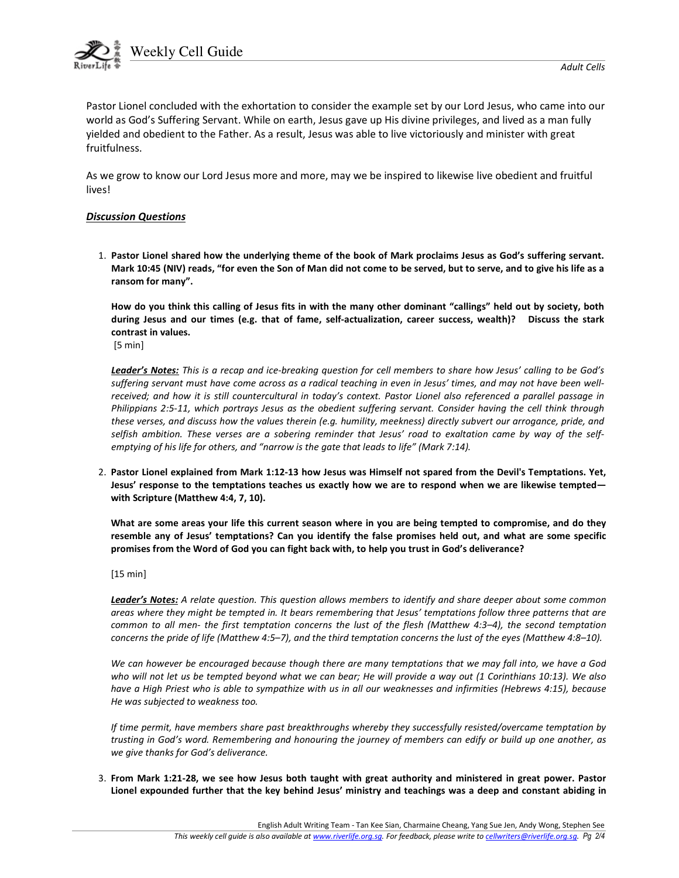Pastor Lionel concluded with the exhortation to consider the example set by our Lord Jesus, who came into our world as God's Suffering Servant. While on earth, Jesus gave up His divine privileges, and lived as a man fully yielded and obedient to the Father. As a result, Jesus was able to live victoriously and minister with great fruitfulness.

As we grow to know our Lord Jesus more and more, may we be inspired to likewise live obedient and fruitful lives!

***Discussion Questions***

1. **Pastor Lionel shared how the underlying theme of the book of Mark proclaims Jesus as God's suffering servant. Mark 10:45 (NIV) reads, "for even the Son of Man did not come to be served, but to serve, and to give his life as a ransom for many".**

   **How do you think this calling of Jesus fits in with the many other dominant "callings" held out by society, both during Jesus and our times (e.g. that of fame, self-actualization, career success, wealth)? Discuss the stark contrast in values.**
   [5 min]

   ***Leader's Notes:*** *This is a recap and ice-breaking question for cell members to share how Jesus' calling to be God's suffering servant must have come across as a radical teaching in even in Jesus' times, and may not have been well-received; and how it is still countercultural in today's context. Pastor Lionel also referenced a parallel passage in Philippians 2:5-11, which portrays Jesus as the obedient suffering servant. Consider having the cell think through these verses, and discuss how the values therein (e.g. humility, meekness) directly subvert our arrogance, pride, and selfish ambition. These verses are a sobering reminder that Jesus' road to exaltation came by way of the self-emptying of his life for others, and "narrow is the gate that leads to life" (Mark 7:14).*

2. **Pastor Lionel explained from Mark 1:12-13 how Jesus was Himself not spared from the Devil's Temptations. Yet, Jesus' response to the temptations teaches us exactly how we are to respond when we are likewise tempted—with Scripture (Matthew 4:4, 7, 10).**

   **What are some areas your life this current season where in you are being tempted to compromise, and do they resemble any of Jesus' temptations? Can you identify the false promises held out, and what are some specific promises from the Word of God you can fight back with, to help you trust in God's deliverance?**

   [15 min]

   ***Leader's Notes:*** *A relate question. This question allows members to identify and share deeper about some common areas where they might be tempted in. It bears remembering that Jesus' temptations follow three patterns that are common to all men- the first temptation concerns the lust of the flesh (Matthew 4:3–4), the second temptation concerns the pride of life (Matthew 4:5–7), and the third temptation concerns the lust of the eyes (Matthew 4:8–10).*

   *We can however be encouraged because though there are many temptations that we may fall into, we have a God who will not let us be tempted beyond what we can bear; He will provide a way out (1 Corinthians 10:13). We also have a High Priest who is able to sympathize with us in all our weaknesses and infirmities (Hebrews 4:15), because He was subjected to weakness too.*

   *If time permit, have members share past breakthroughs whereby they successfully resisted/overcame temptation by trusting in God's word. Remembering and honouring the journey of members can edify or build up one another, as we give thanks for God's deliverance.*

3. **From Mark 1:21-28, we see how Jesus both taught with great authority and ministered in great power. Pastor Lionel expounded further that the key behind Jesus' ministry and teachings was a deep and constant abiding in**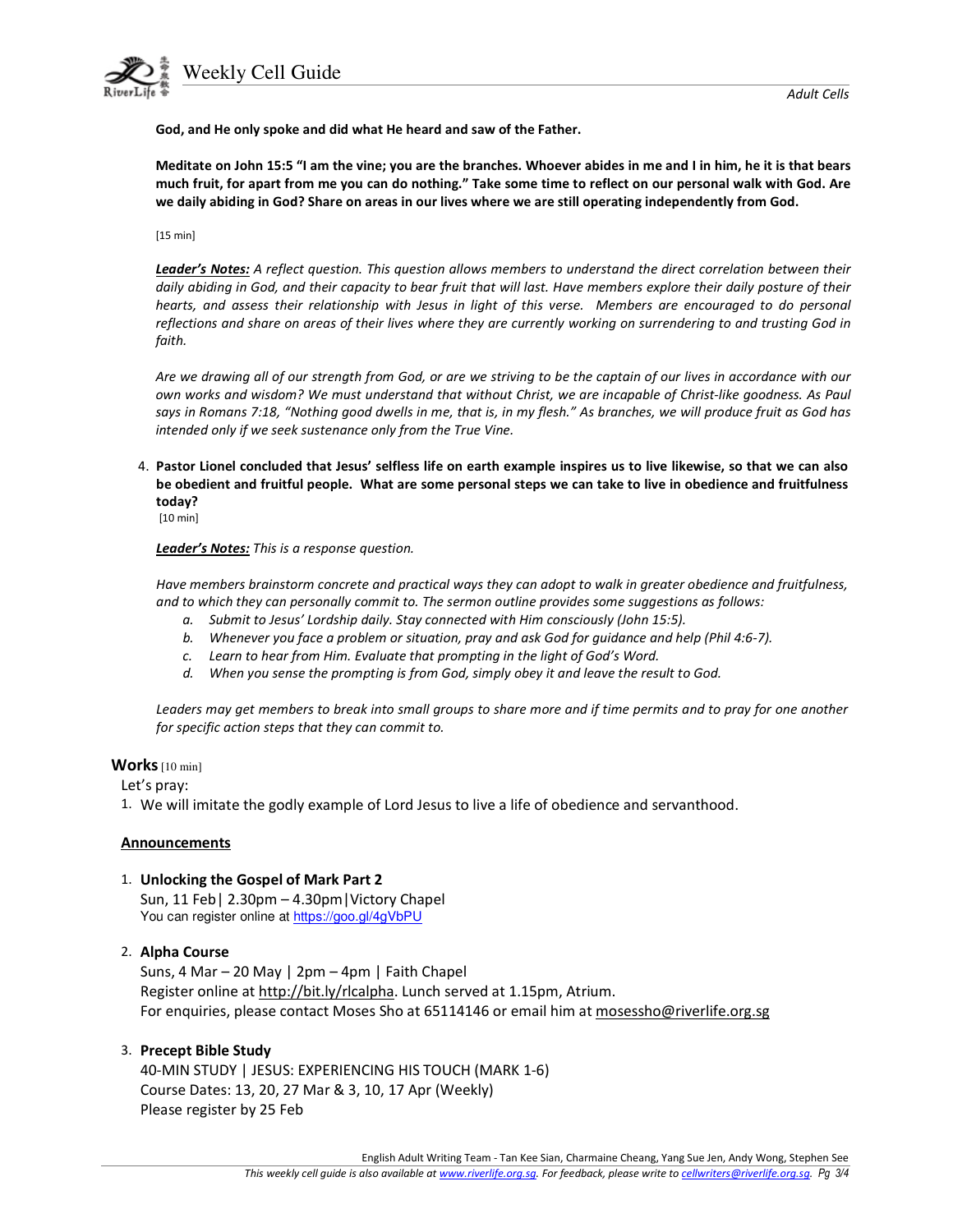**God, and He only spoke and did what He heard and saw of the Father.**

**Meditate on John 15:5 "I am the vine; you are the branches. Whoever abides in me and I in him, he it is that bears much fruit, for apart from me you can do nothing." Take some time to reflect on our personal walk with God. Are we daily abiding in God? Share on areas in our lives where we are still operating independently from God.**

[15 min]

***Leader's Notes:*** *A reflect question. This question allows members to understand the direct correlation between their daily abiding in God, and their capacity to bear fruit that will last. Have members explore their daily posture of their hearts, and assess their relationship with Jesus in light of this verse. Members are encouraged to do personal reflections and share on areas of their lives where they are currently working on surrendering to and trusting God in faith.*

*Are we drawing all of our strength from God, or are we striving to be the captain of our lives in accordance with our own works and wisdom? We must understand that without Christ, we are incapable of Christ-like goodness. As Paul says in Romans 7:18, "Nothing good dwells in me, that is, in my flesh." As branches, we will produce fruit as God has intended only if we seek sustenance only from the True Vine.*

4. **Pastor Lionel concluded that Jesus' selfless life on earth example inspires us to live likewise, so that we can also be obedient and fruitful people. What are some personal steps we can take to live in obedience and fruitfulness today?**
   [10 min]

   ***Leader's Notes:*** *This is a response question.*

   *Have members brainstorm concrete and practical ways they can adopt to walk in greater obedience and fruitfulness, and to which they can personally commit to. The sermon outline provides some suggestions as follows:*
   a. *Submit to Jesus' Lordship daily. Stay connected with Him consciously (John 15:5).*
   b. *Whenever you face a problem or situation, pray and ask God for guidance and help (Phil 4:6-7).*
   c. *Learn to hear from Him. Evaluate that prompting in the light of God's Word.*
   d. *When you sense the prompting is from God, simply obey it and leave the result to God.*

   *Leaders may get members to break into small groups to share more and if time permits and to pray for one another for specific action steps that they can commit to.*

## Works [10 min]

Let's pray:

1. We will imitate the godly example of Lord Jesus to live a life of obedience and servanthood.

### Announcements

1. **Unlocking the Gospel of Mark Part 2**
   Sun, 11 Feb | 2.30pm – 4.30pm | Victory Chapel
   You can register online at https://goo.gl/4gVbPU

2. **Alpha Course**
   Suns, 4 Mar – 20 May | 2pm – 4pm | Faith Chapel
   Register online at http://bit.ly/rlcalpha. Lunch served at 1.15pm, Atrium.
   For enquiries, please contact Moses Sho at 65114146 or email him at mosessho@riverlife.org.sg

3. **Precept Bible Study**
   40-MIN STUDY | JESUS: EXPERIENCING HIS TOUCH (MARK 1-6)
   Course Dates: 13, 20, 27 Mar & 3, 10, 17 Apr (Weekly)
   Please register by 25 Feb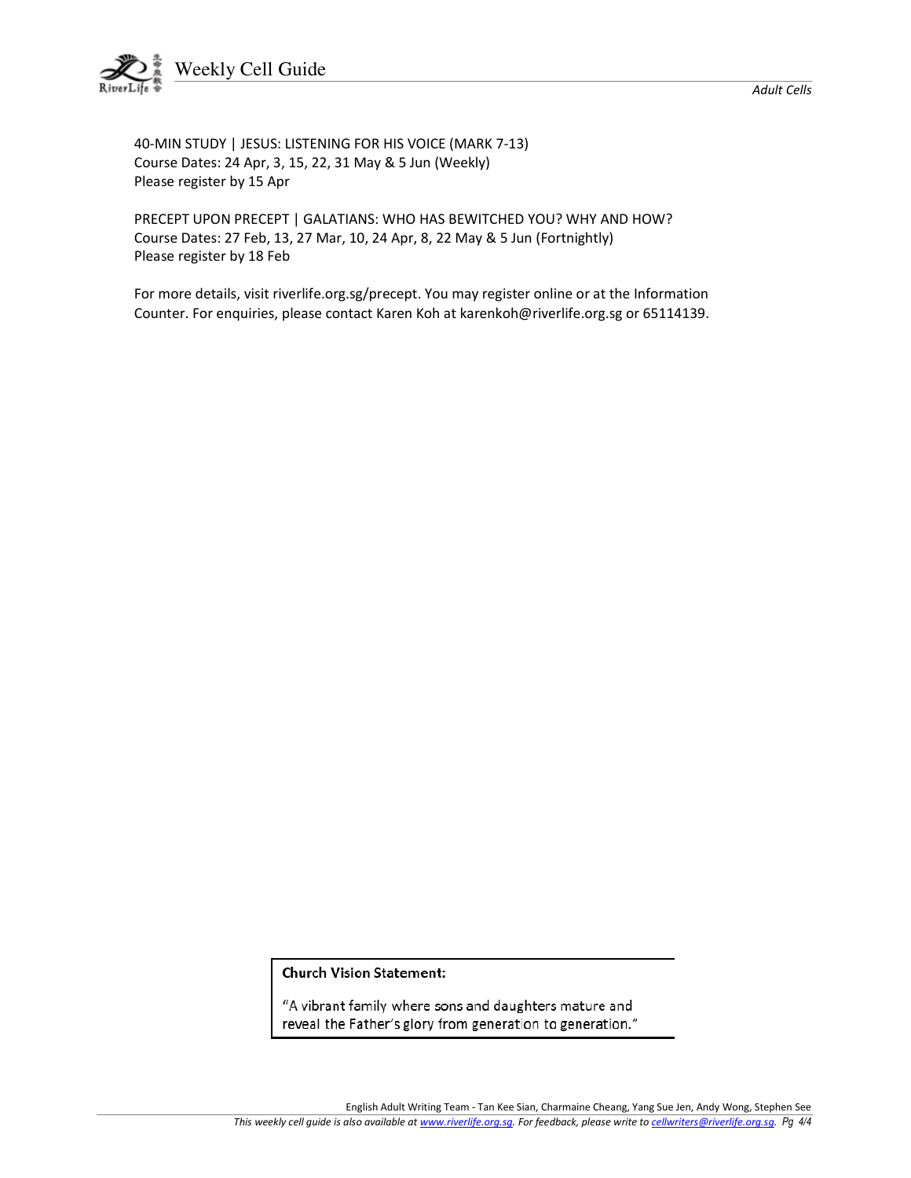40-MIN STUDY | JESUS: LISTENING FOR HIS VOICE (MARK 7-13)
Course Dates: 24 Apr, 3, 15, 22, 31 May & 5 Jun (Weekly)
Please register by 15 Apr

PRECEPT UPON PRECEPT | GALATIANS: WHO HAS BEWITCHED YOU? WHY AND HOW?
Course Dates: 27 Feb, 13, 27 Mar, 10, 24 Apr, 8, 22 May & 5 Jun (Fortnightly)
Please register by 18 Feb

For more details, visit riverlife.org.sg/precept. You may register online or at the Information Counter. For enquiries, please contact Karen Koh at karenkoh@riverlife.org.sg or 65114139.

**Church Vision Statement:**

"A vibrant family where sons and daughters mature and reveal the Father's glory from generation to generation."

English Adult Writing Team - Tan Kee Sian, Charmaine Cheang, Yang Sue Jen, Andy Wong, Stephen See

*This weekly cell guide is also available at www.riverlife.org.sg. For feedback, please write to cellwriters@riverlife.org.sg.*